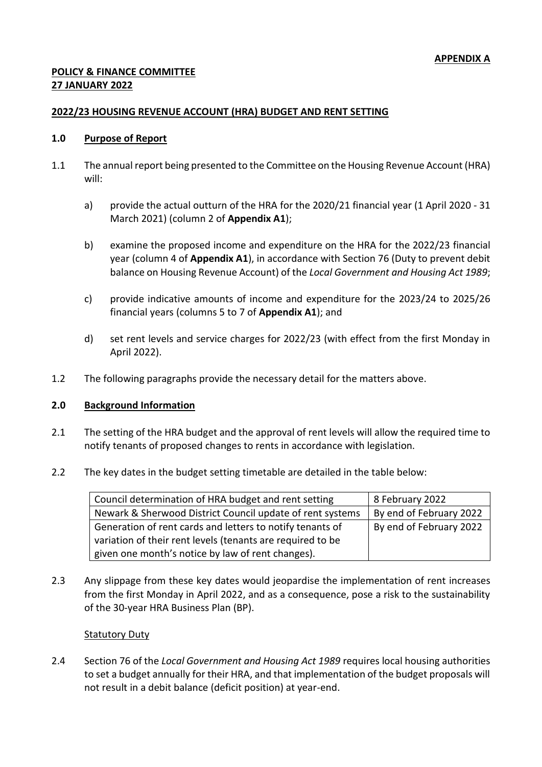**APPENDIX A**

**POLICY & FINANCE COMMITTEE**
**27 JANUARY 2022**

## 2022/23 HOUSING REVENUE ACCOUNT (HRA) BUDGET AND RENT SETTING

### 1.0 Purpose of Report

1.1 The annual report being presented to the Committee on the Housing Revenue Account (HRA) will:

a) provide the actual outturn of the HRA for the 2020/21 financial year (1 April 2020 - 31 March 2021) (column 2 of **Appendix A1**);

b) examine the proposed income and expenditure on the HRA for the 2022/23 financial year (column 4 of **Appendix A1**), in accordance with Section 76 (Duty to prevent debit balance on Housing Revenue Account) of the *Local Government and Housing Act 1989*;

c) provide indicative amounts of income and expenditure for the 2023/24 to 2025/26 financial years (columns 5 to 7 of **Appendix A1**); and

d) set rent levels and service charges for 2022/23 (with effect from the first Monday in April 2022).

1.2 The following paragraphs provide the necessary detail for the matters above.

### 2.0 Background Information

2.1 The setting of the HRA budget and the approval of rent levels will allow the required time to notify tenants of proposed changes to rents in accordance with legislation.

2.2 The key dates in the budget setting timetable are detailed in the table below:

| | |
|---|---|
| Council determination of HRA budget and rent setting | 8 February 2022 |
| Newark & Sherwood District Council update of rent systems | By end of February 2022 |
| Generation of rent cards and letters to notify tenants of variation of their rent levels (tenants are required to be given one month's notice by law of rent changes). | By end of February 2022 |

2.3 Any slippage from these key dates would jeopardise the implementation of rent increases from the first Monday in April 2022, and as a consequence, pose a risk to the sustainability of the 30-year HRA Business Plan (BP).

Statutory Duty

2.4 Section 76 of the *Local Government and Housing Act 1989* requires local housing authorities to set a budget annually for their HRA, and that implementation of the budget proposals will not result in a debit balance (deficit position) at year-end.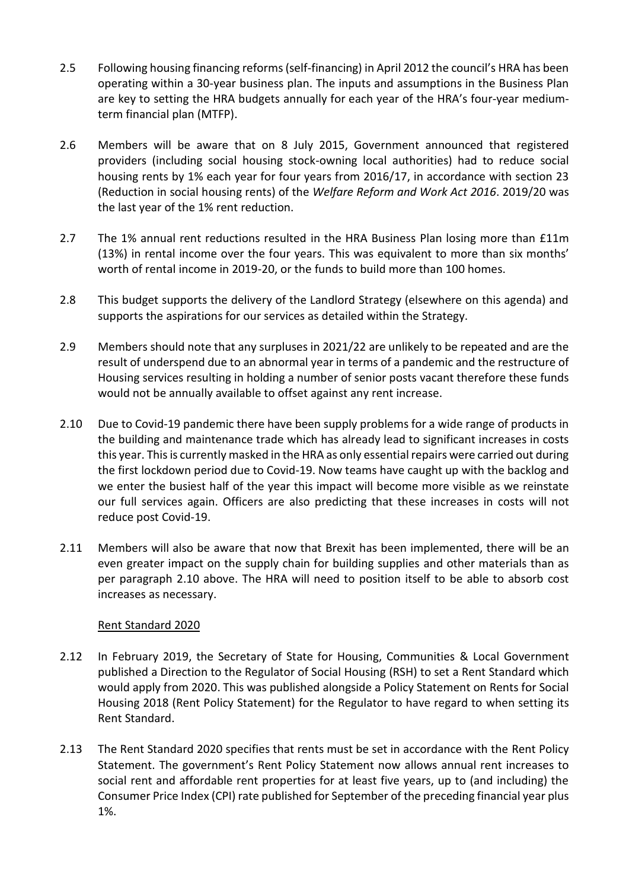2.5 Following housing financing reforms (self-financing) in April 2012 the council's HRA has been operating within a 30-year business plan. The inputs and assumptions in the Business Plan are key to setting the HRA budgets annually for each year of the HRA's four-year medium-term financial plan (MTFP).

2.6 Members will be aware that on 8 July 2015, Government announced that registered providers (including social housing stock-owning local authorities) had to reduce social housing rents by 1% each year for four years from 2016/17, in accordance with section 23 (Reduction in social housing rents) of the *Welfare Reform and Work Act 2016*. 2019/20 was the last year of the 1% rent reduction.

2.7 The 1% annual rent reductions resulted in the HRA Business Plan losing more than £11m (13%) in rental income over the four years. This was equivalent to more than six months' worth of rental income in 2019-20, or the funds to build more than 100 homes.

2.8 This budget supports the delivery of the Landlord Strategy (elsewhere on this agenda) and supports the aspirations for our services as detailed within the Strategy.

2.9 Members should note that any surpluses in 2021/22 are unlikely to be repeated and are the result of underspend due to an abnormal year in terms of a pandemic and the restructure of Housing services resulting in holding a number of senior posts vacant therefore these funds would not be annually available to offset against any rent increase.

2.10 Due to Covid-19 pandemic there have been supply problems for a wide range of products in the building and maintenance trade which has already lead to significant increases in costs this year. This is currently masked in the HRA as only essential repairs were carried out during the first lockdown period due to Covid-19. Now teams have caught up with the backlog and we enter the busiest half of the year this impact will become more visible as we reinstate our full services again. Officers are also predicting that these increases in costs will not reduce post Covid-19.

2.11 Members will also be aware that now that Brexit has been implemented, there will be an even greater impact on the supply chain for building supplies and other materials than as per paragraph 2.10 above. The HRA will need to position itself to be able to absorb cost increases as necessary.

<u>Rent Standard 2020</u>

2.12 In February 2019, the Secretary of State for Housing, Communities & Local Government published a Direction to the Regulator of Social Housing (RSH) to set a Rent Standard which would apply from 2020. This was published alongside a Policy Statement on Rents for Social Housing 2018 (Rent Policy Statement) for the Regulator to have regard to when setting its Rent Standard.

2.13 The Rent Standard 2020 specifies that rents must be set in accordance with the Rent Policy Statement. The government's Rent Policy Statement now allows annual rent increases to social rent and affordable rent properties for at least five years, up to (and including) the Consumer Price Index (CPI) rate published for September of the preceding financial year plus 1%.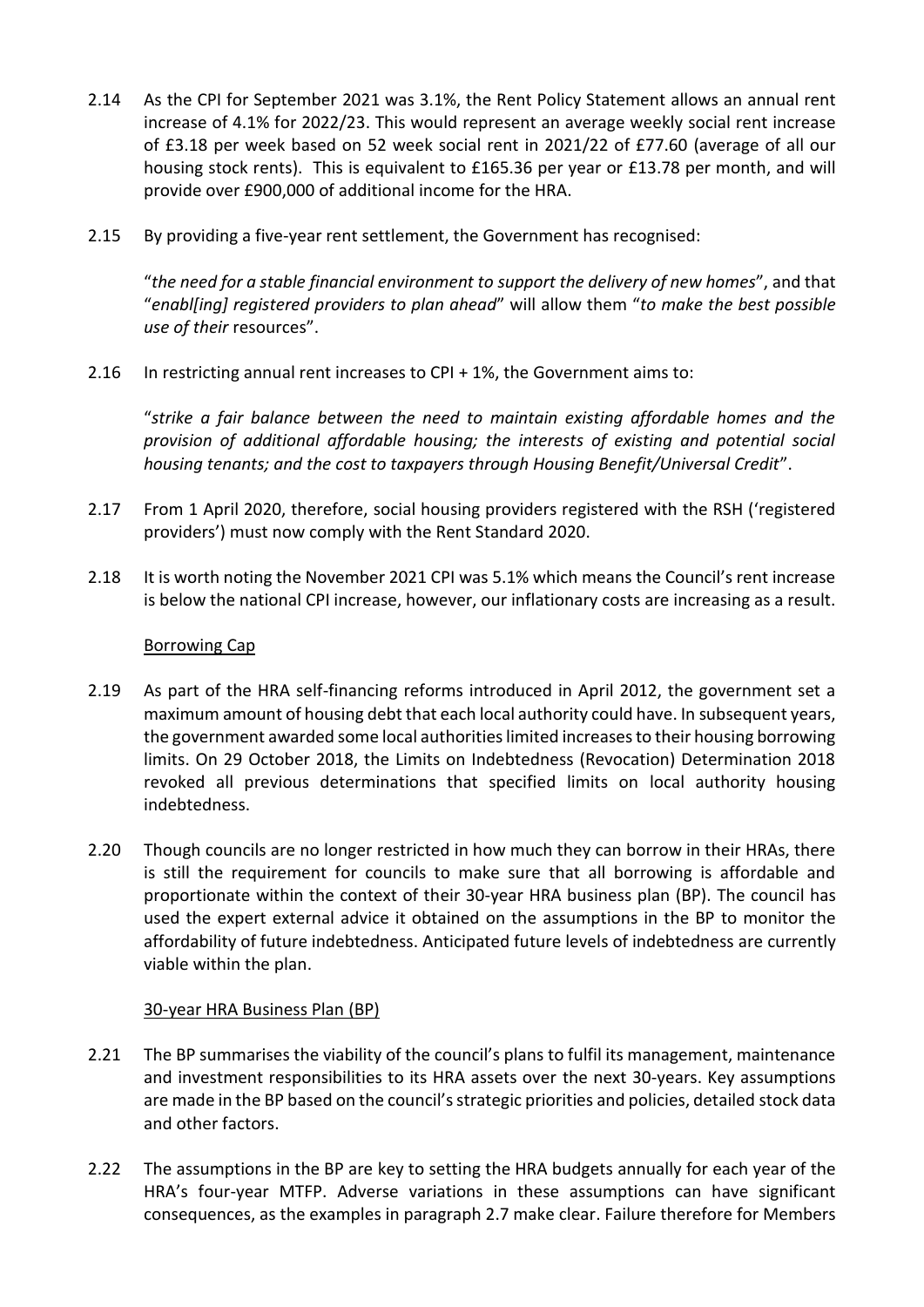2.14 As the CPI for September 2021 was 3.1%, the Rent Policy Statement allows an annual rent increase of 4.1% for 2022/23. This would represent an average weekly social rent increase of £3.18 per week based on 52 week social rent in 2021/22 of £77.60 (average of all our housing stock rents). This is equivalent to £165.36 per year or £13.78 per month, and will provide over £900,000 of additional income for the HRA.

2.15 By providing a five-year rent settlement, the Government has recognised:

"*the need for a stable financial environment to support the delivery of new homes*", and that "*enabl[ing] registered providers to plan ahead*" will allow them "*to make the best possible use of their* resources".

2.16 In restricting annual rent increases to CPI + 1%, the Government aims to:

"*strike a fair balance between the need to maintain existing affordable homes and the provision of additional affordable housing; the interests of existing and potential social housing tenants; and the cost to taxpayers through Housing Benefit/Universal Credit*".

2.17 From 1 April 2020, therefore, social housing providers registered with the RSH ('registered providers') must now comply with the Rent Standard 2020.

2.18 It is worth noting the November 2021 CPI was 5.1% which means the Council's rent increase is below the national CPI increase, however, our inflationary costs are increasing as a result.

Borrowing Cap

2.19 As part of the HRA self-financing reforms introduced in April 2012, the government set a maximum amount of housing debt that each local authority could have. In subsequent years, the government awarded some local authorities limited increases to their housing borrowing limits. On 29 October 2018, the Limits on Indebtedness (Revocation) Determination 2018 revoked all previous determinations that specified limits on local authority housing indebtedness.

2.20 Though councils are no longer restricted in how much they can borrow in their HRAs, there is still the requirement for councils to make sure that all borrowing is affordable and proportionate within the context of their 30-year HRA business plan (BP). The council has used the expert external advice it obtained on the assumptions in the BP to monitor the affordability of future indebtedness. Anticipated future levels of indebtedness are currently viable within the plan.

30-year HRA Business Plan (BP)

2.21 The BP summarises the viability of the council's plans to fulfil its management, maintenance and investment responsibilities to its HRA assets over the next 30-years. Key assumptions are made in the BP based on the council's strategic priorities and policies, detailed stock data and other factors.

2.22 The assumptions in the BP are key to setting the HRA budgets annually for each year of the HRA's four-year MTFP. Adverse variations in these assumptions can have significant consequences, as the examples in paragraph 2.7 make clear. Failure therefore for Members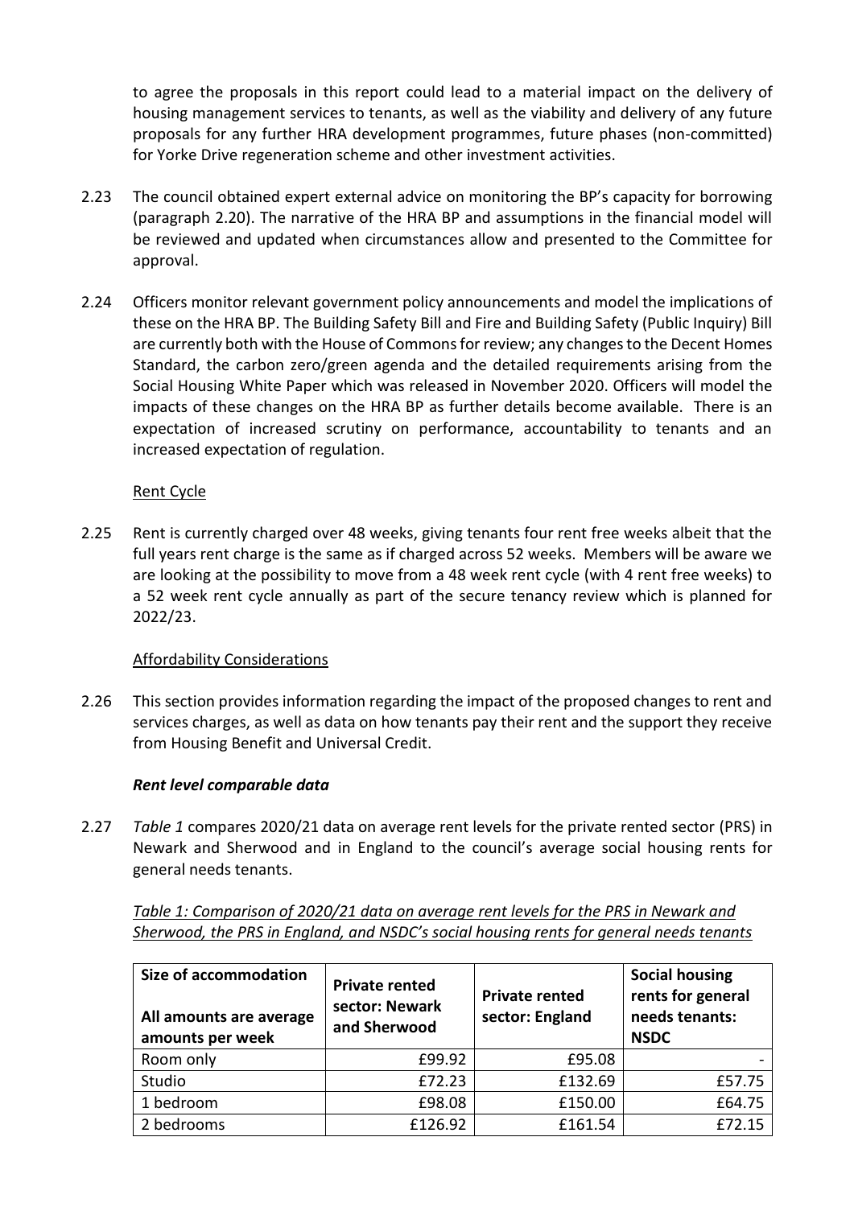to agree the proposals in this report could lead to a material impact on the delivery of housing management services to tenants, as well as the viability and delivery of any future proposals for any further HRA development programmes, future phases (non-committed) for Yorke Drive regeneration scheme and other investment activities.

2.23 The council obtained expert external advice on monitoring the BP's capacity for borrowing (paragraph 2.20). The narrative of the HRA BP and assumptions in the financial model will be reviewed and updated when circumstances allow and presented to the Committee for approval.

2.24 Officers monitor relevant government policy announcements and model the implications of these on the HRA BP. The Building Safety Bill and Fire and Building Safety (Public Inquiry) Bill are currently both with the House of Commons for review; any changes to the Decent Homes Standard, the carbon zero/green agenda and the detailed requirements arising from the Social Housing White Paper which was released in November 2020. Officers will model the impacts of these changes on the HRA BP as further details become available. There is an expectation of increased scrutiny on performance, accountability to tenants and an increased expectation of regulation.

Rent Cycle

2.25 Rent is currently charged over 48 weeks, giving tenants four rent free weeks albeit that the full years rent charge is the same as if charged across 52 weeks. Members will be aware we are looking at the possibility to move from a 48 week rent cycle (with 4 rent free weeks) to a 52 week rent cycle annually as part of the secure tenancy review which is planned for 2022/23.

Affordability Considerations

2.26 This section provides information regarding the impact of the proposed changes to rent and services charges, as well as data on how tenants pay their rent and the support they receive from Housing Benefit and Universal Credit.

***Rent level comparable data***

2.27 *Table 1* compares 2020/21 data on average rent levels for the private rented sector (PRS) in Newark and Sherwood and in England to the council's average social housing rents for general needs tenants.

*Table 1: Comparison of 2020/21 data on average rent levels for the PRS in Newark and Sherwood, the PRS in England, and NSDC's social housing rents for general needs tenants*

| **Size of accommodation**<br><br>**All amounts are average amounts per week** | **Private rented sector: Newark and Sherwood** | **Private rented sector: England** | **Social housing rents for general needs tenants: NSDC** |
|---|---|---|---|
| Room only | £99.92 | £95.08 | - |
| Studio | £72.23 | £132.69 | £57.75 |
| 1 bedroom | £98.08 | £150.00 | £64.75 |
| 2 bedrooms | £126.92 | £161.54 | £72.15 |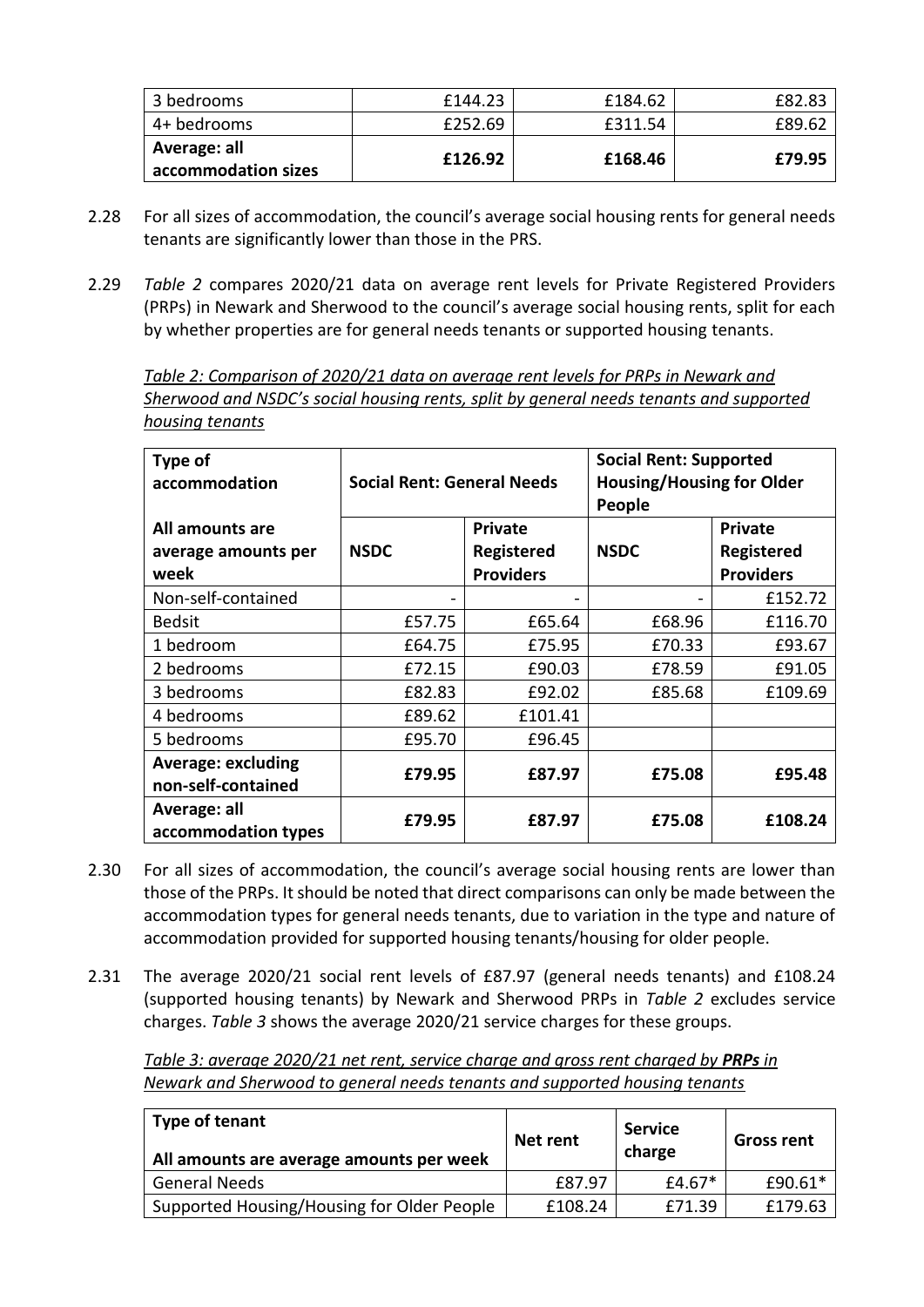| | | | |
|---|---|---|---|
| 3 bedrooms | £144.23 | £184.62 | £82.83 |
| 4+ bedrooms | £252.69 | £311.54 | £89.62 |
| **Average: all accommodation sizes** | **£126.92** | **£168.46** | **£79.95** |

2.28 For all sizes of accommodation, the council's average social housing rents for general needs tenants are significantly lower than those in the PRS.

2.29 *Table 2* compares 2020/21 data on average rent levels for Private Registered Providers (PRPs) in Newark and Sherwood to the council's average social housing rents, split for each by whether properties are for general needs tenants or supported housing tenants.

*Table 2: Comparison of 2020/21 data on average rent levels for PRPs in Newark and Sherwood and NSDC's social housing rents, split by general needs tenants and supported housing tenants*

| **Type of accommodation** | **Social Rent: General Needs** | | **Social Rent: Supported Housing/Housing for Older People** | |
|---|---|---|---|---|
| **All amounts are average amounts per week** | **NSDC** | **Private Registered Providers** | **NSDC** | **Private Registered Providers** |
| Non-self-contained | - | - | - | £152.72 |
| Bedsit | £57.75 | £65.64 | £68.96 | £116.70 |
| 1 bedroom | £64.75 | £75.95 | £70.33 | £93.67 |
| 2 bedrooms | £72.15 | £90.03 | £78.59 | £91.05 |
| 3 bedrooms | £82.83 | £92.02 | £85.68 | £109.69 |
| 4 bedrooms | £89.62 | £101.41 | | |
| 5 bedrooms | £95.70 | £96.45 | | |
| **Average: excluding non-self-contained** | **£79.95** | **£87.97** | **£75.08** | **£95.48** |
| **Average: all accommodation types** | **£79.95** | **£87.97** | **£75.08** | **£108.24** |

2.30 For all sizes of accommodation, the council's average social housing rents are lower than those of the PRPs. It should be noted that direct comparisons can only be made between the accommodation types for general needs tenants, due to variation in the type and nature of accommodation provided for supported housing tenants/housing for older people.

2.31 The average 2020/21 social rent levels of £87.97 (general needs tenants) and £108.24 (supported housing tenants) by Newark and Sherwood PRPs in *Table 2* excludes service charges. *Table 3* shows the average 2020/21 service charges for these groups.

*Table 3: average 2020/21 net rent, service charge and gross rent charged by **PRPs** in Newark and Sherwood to general needs tenants and supported housing tenants*

| **Type of tenant** <br> **All amounts are average amounts per week** | **Net rent** | **Service charge** | **Gross rent** |
|---|---|---|---|
| General Needs | £87.97 | £4.67* | £90.61* |
| Supported Housing/Housing for Older People | £108.24 | £71.39 | £179.63 |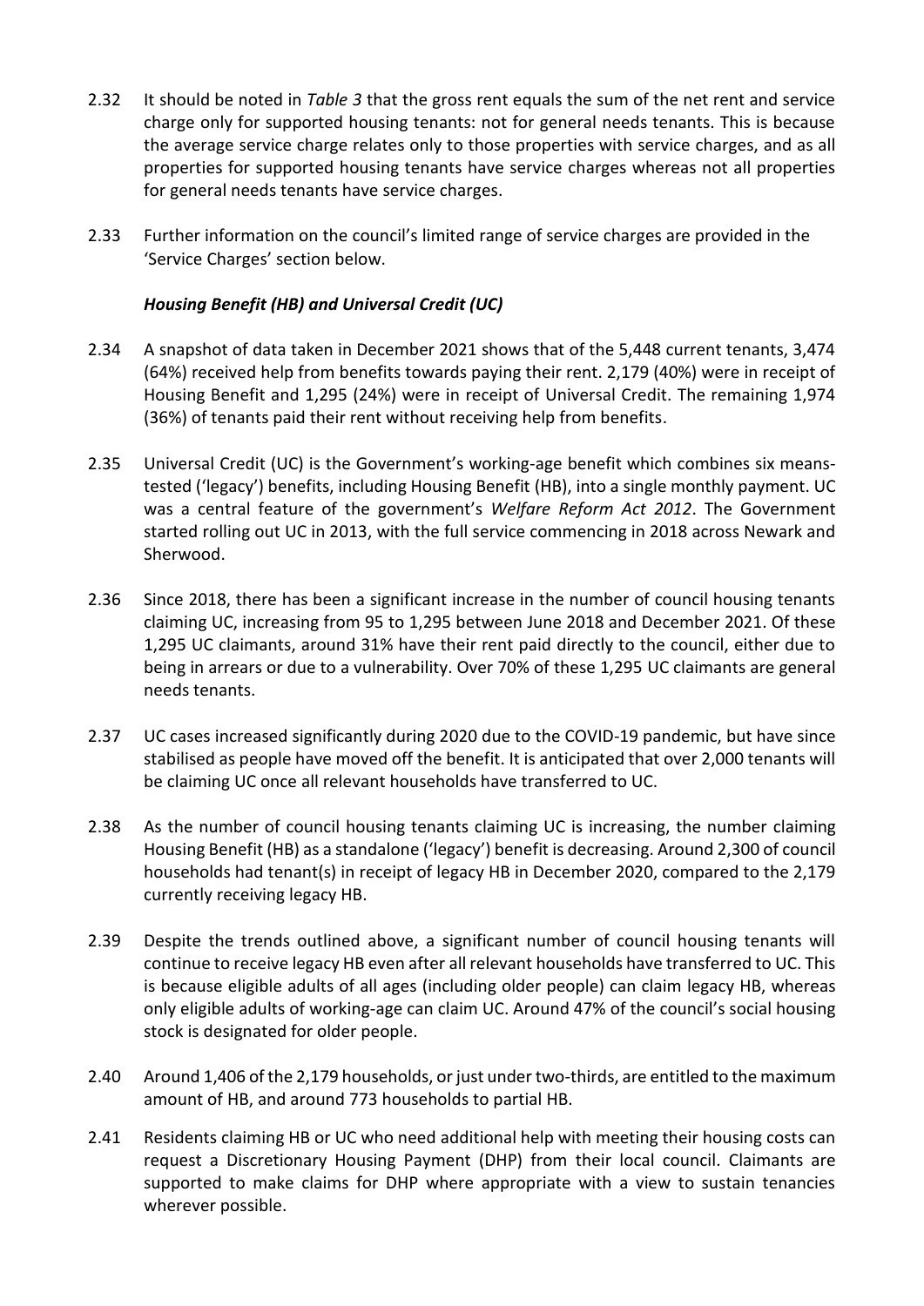2.32 It should be noted in *Table 3* that the gross rent equals the sum of the net rent and service charge only for supported housing tenants: not for general needs tenants. This is because the average service charge relates only to those properties with service charges, and as all properties for supported housing tenants have service charges whereas not all properties for general needs tenants have service charges.

2.33 Further information on the council's limited range of service charges are provided in the 'Service Charges' section below.

### *Housing Benefit (HB) and Universal Credit (UC)*

2.34 A snapshot of data taken in December 2021 shows that of the 5,448 current tenants, 3,474 (64%) received help from benefits towards paying their rent. 2,179 (40%) were in receipt of Housing Benefit and 1,295 (24%) were in receipt of Universal Credit. The remaining 1,974 (36%) of tenants paid their rent without receiving help from benefits.

2.35 Universal Credit (UC) is the Government's working-age benefit which combines six means-tested ('legacy') benefits, including Housing Benefit (HB), into a single monthly payment. UC was a central feature of the government's *Welfare Reform Act 2012*. The Government started rolling out UC in 2013, with the full service commencing in 2018 across Newark and Sherwood.

2.36 Since 2018, there has been a significant increase in the number of council housing tenants claiming UC, increasing from 95 to 1,295 between June 2018 and December 2021. Of these 1,295 UC claimants, around 31% have their rent paid directly to the council, either due to being in arrears or due to a vulnerability. Over 70% of these 1,295 UC claimants are general needs tenants.

2.37 UC cases increased significantly during 2020 due to the COVID-19 pandemic, but have since stabilised as people have moved off the benefit. It is anticipated that over 2,000 tenants will be claiming UC once all relevant households have transferred to UC.

2.38 As the number of council housing tenants claiming UC is increasing, the number claiming Housing Benefit (HB) as a standalone ('legacy') benefit is decreasing. Around 2,300 of council households had tenant(s) in receipt of legacy HB in December 2020, compared to the 2,179 currently receiving legacy HB.

2.39 Despite the trends outlined above, a significant number of council housing tenants will continue to receive legacy HB even after all relevant households have transferred to UC. This is because eligible adults of all ages (including older people) can claim legacy HB, whereas only eligible adults of working-age can claim UC. Around 47% of the council's social housing stock is designated for older people.

2.40 Around 1,406 of the 2,179 households, or just under two-thirds, are entitled to the maximum amount of HB, and around 773 households to partial HB.

2.41 Residents claiming HB or UC who need additional help with meeting their housing costs can request a Discretionary Housing Payment (DHP) from their local council. Claimants are supported to make claims for DHP where appropriate with a view to sustain tenancies wherever possible.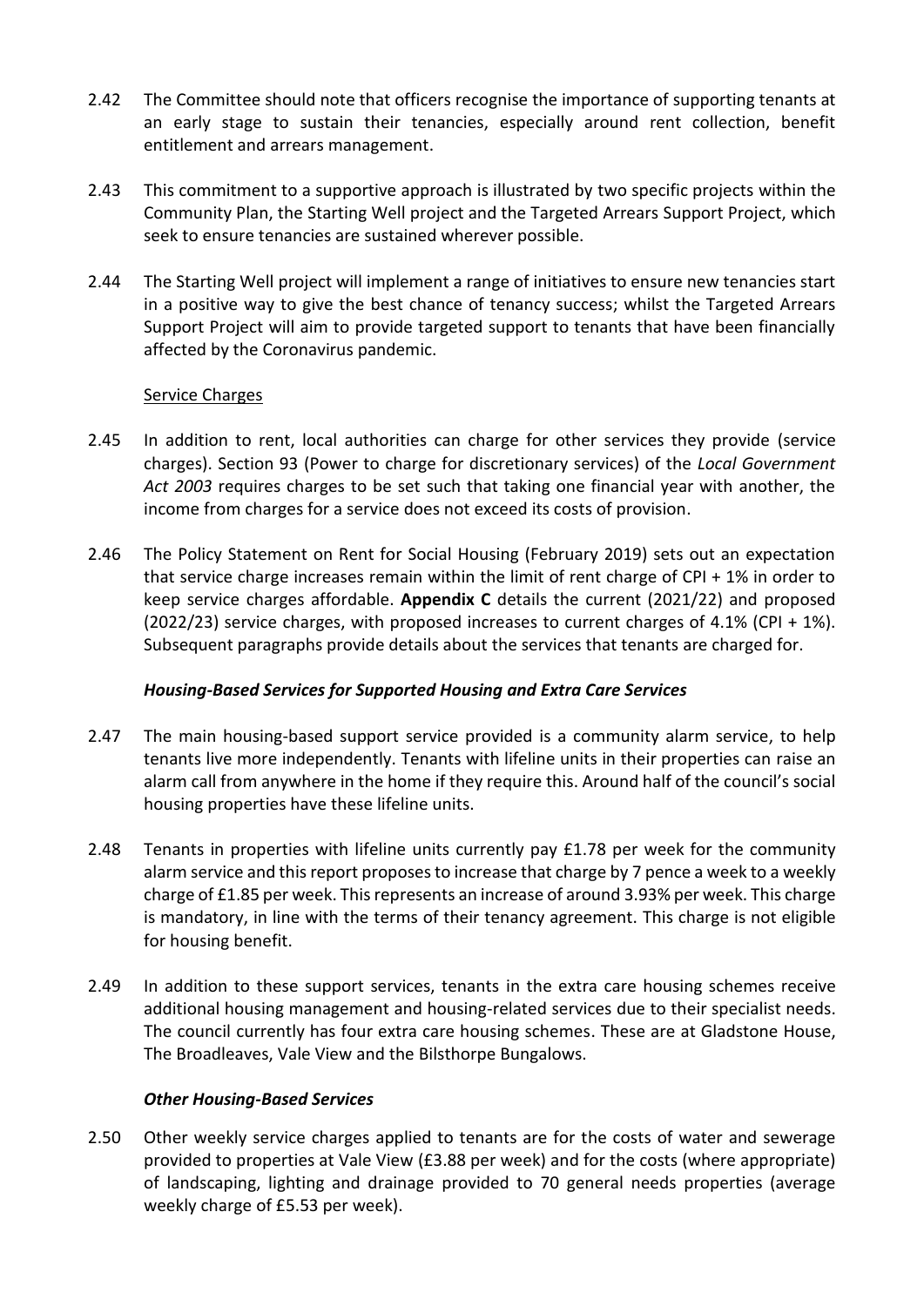2.42 The Committee should note that officers recognise the importance of supporting tenants at an early stage to sustain their tenancies, especially around rent collection, benefit entitlement and arrears management.

2.43 This commitment to a supportive approach is illustrated by two specific projects within the Community Plan, the Starting Well project and the Targeted Arrears Support Project, which seek to ensure tenancies are sustained wherever possible.

2.44 The Starting Well project will implement a range of initiatives to ensure new tenancies start in a positive way to give the best chance of tenancy success; whilst the Targeted Arrears Support Project will aim to provide targeted support to tenants that have been financially affected by the Coronavirus pandemic.

Service Charges

2.45 In addition to rent, local authorities can charge for other services they provide (service charges). Section 93 (Power to charge for discretionary services) of the *Local Government Act 2003* requires charges to be set such that taking one financial year with another, the income from charges for a service does not exceed its costs of provision.

2.46 The Policy Statement on Rent for Social Housing (February 2019) sets out an expectation that service charge increases remain within the limit of rent charge of CPI + 1% in order to keep service charges affordable. **Appendix C** details the current (2021/22) and proposed (2022/23) service charges, with proposed increases to current charges of 4.1% (CPI + 1%). Subsequent paragraphs provide details about the services that tenants are charged for.

***Housing-Based Services for Supported Housing and Extra Care Services***

2.47 The main housing-based support service provided is a community alarm service, to help tenants live more independently. Tenants with lifeline units in their properties can raise an alarm call from anywhere in the home if they require this. Around half of the council's social housing properties have these lifeline units.

2.48 Tenants in properties with lifeline units currently pay £1.78 per week for the community alarm service and this report proposes to increase that charge by 7 pence a week to a weekly charge of £1.85 per week. This represents an increase of around 3.93% per week. This charge is mandatory, in line with the terms of their tenancy agreement. This charge is not eligible for housing benefit.

2.49 In addition to these support services, tenants in the extra care housing schemes receive additional housing management and housing-related services due to their specialist needs. The council currently has four extra care housing schemes. These are at Gladstone House, The Broadleaves, Vale View and the Bilsthorpe Bungalows.

***Other Housing-Based Services***

2.50 Other weekly service charges applied to tenants are for the costs of water and sewerage provided to properties at Vale View (£3.88 per week) and for the costs (where appropriate) of landscaping, lighting and drainage provided to 70 general needs properties (average weekly charge of £5.53 per week).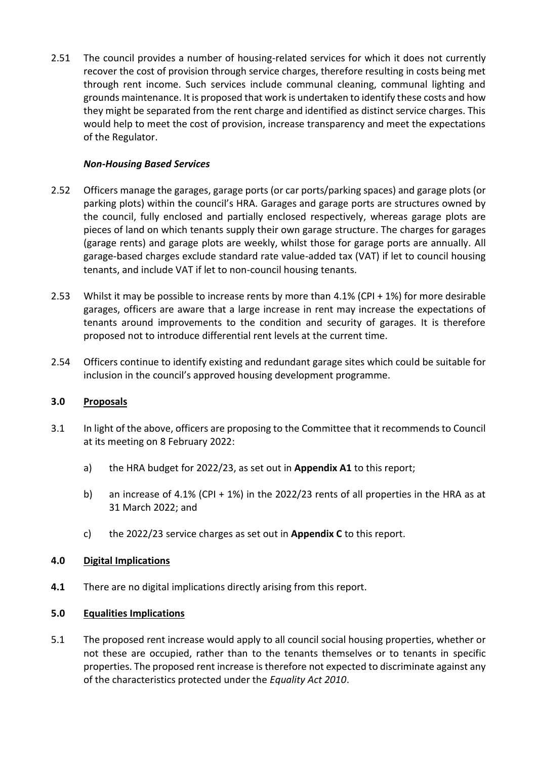2.51 The council provides a number of housing-related services for which it does not currently recover the cost of provision through service charges, therefore resulting in costs being met through rent income. Such services include communal cleaning, communal lighting and grounds maintenance. It is proposed that work is undertaken to identify these costs and how they might be separated from the rent charge and identified as distinct service charges. This would help to meet the cost of provision, increase transparency and meet the expectations of the Regulator.

***Non-Housing Based Services***

2.52 Officers manage the garages, garage ports (or car ports/parking spaces) and garage plots (or parking plots) within the council's HRA. Garages and garage ports are structures owned by the council, fully enclosed and partially enclosed respectively, whereas garage plots are pieces of land on which tenants supply their own garage structure. The charges for garages (garage rents) and garage plots are weekly, whilst those for garage ports are annually. All garage-based charges exclude standard rate value-added tax (VAT) if let to council housing tenants, and include VAT if let to non-council housing tenants.

2.53 Whilst it may be possible to increase rents by more than 4.1% (CPI + 1%) for more desirable garages, officers are aware that a large increase in rent may increase the expectations of tenants around improvements to the condition and security of garages. It is therefore proposed not to introduce differential rent levels at the current time.

2.54 Officers continue to identify existing and redundant garage sites which could be suitable for inclusion in the council's approved housing development programme.

## 3.0 Proposals

3.1 In light of the above, officers are proposing to the Committee that it recommends to Council at its meeting on 8 February 2022:

a) the HRA budget for 2022/23, as set out in **Appendix A1** to this report;

b) an increase of 4.1% (CPI + 1%) in the 2022/23 rents of all properties in the HRA as at 31 March 2022; and

c) the 2022/23 service charges as set out in **Appendix C** to this report.

## 4.0 Digital Implications

**4.1** There are no digital implications directly arising from this report.

## 5.0 Equalities Implications

5.1 The proposed rent increase would apply to all council social housing properties, whether or not these are occupied, rather than to the tenants themselves or to tenants in specific properties. The proposed rent increase is therefore not expected to discriminate against any of the characteristics protected under the *Equality Act 2010*.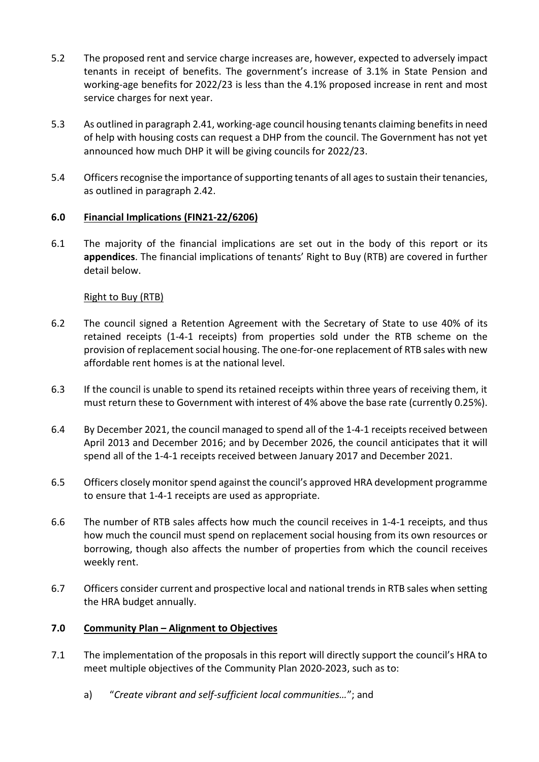5.2 The proposed rent and service charge increases are, however, expected to adversely impact tenants in receipt of benefits. The government's increase of 3.1% in State Pension and working-age benefits for 2022/23 is less than the 4.1% proposed increase in rent and most service charges for next year.

5.3 As outlined in paragraph 2.41, working-age council housing tenants claiming benefits in need of help with housing costs can request a DHP from the council. The Government has not yet announced how much DHP it will be giving councils for 2022/23.

5.4 Officers recognise the importance of supporting tenants of all ages to sustain their tenancies, as outlined in paragraph 2.42.

## 6.0 Financial Implications (FIN21-22/6206)

6.1 The majority of the financial implications are set out in the body of this report or its **appendices**. The financial implications of tenants' Right to Buy (RTB) are covered in further detail below.

Right to Buy (RTB)

6.2 The council signed a Retention Agreement with the Secretary of State to use 40% of its retained receipts (1-4-1 receipts) from properties sold under the RTB scheme on the provision of replacement social housing. The one-for-one replacement of RTB sales with new affordable rent homes is at the national level.

6.3 If the council is unable to spend its retained receipts within three years of receiving them, it must return these to Government with interest of 4% above the base rate (currently 0.25%).

6.4 By December 2021, the council managed to spend all of the 1-4-1 receipts received between April 2013 and December 2016; and by December 2026, the council anticipates that it will spend all of the 1-4-1 receipts received between January 2017 and December 2021.

6.5 Officers closely monitor spend against the council's approved HRA development programme to ensure that 1-4-1 receipts are used as appropriate.

6.6 The number of RTB sales affects how much the council receives in 1-4-1 receipts, and thus how much the council must spend on replacement social housing from its own resources or borrowing, though also affects the number of properties from which the council receives weekly rent.

6.7 Officers consider current and prospective local and national trends in RTB sales when setting the HRA budget annually.

## 7.0 Community Plan – Alignment to Objectives

7.1 The implementation of the proposals in this report will directly support the council's HRA to meet multiple objectives of the Community Plan 2020-2023, such as to:

a) "*Create vibrant and self-sufficient local communities…*"; and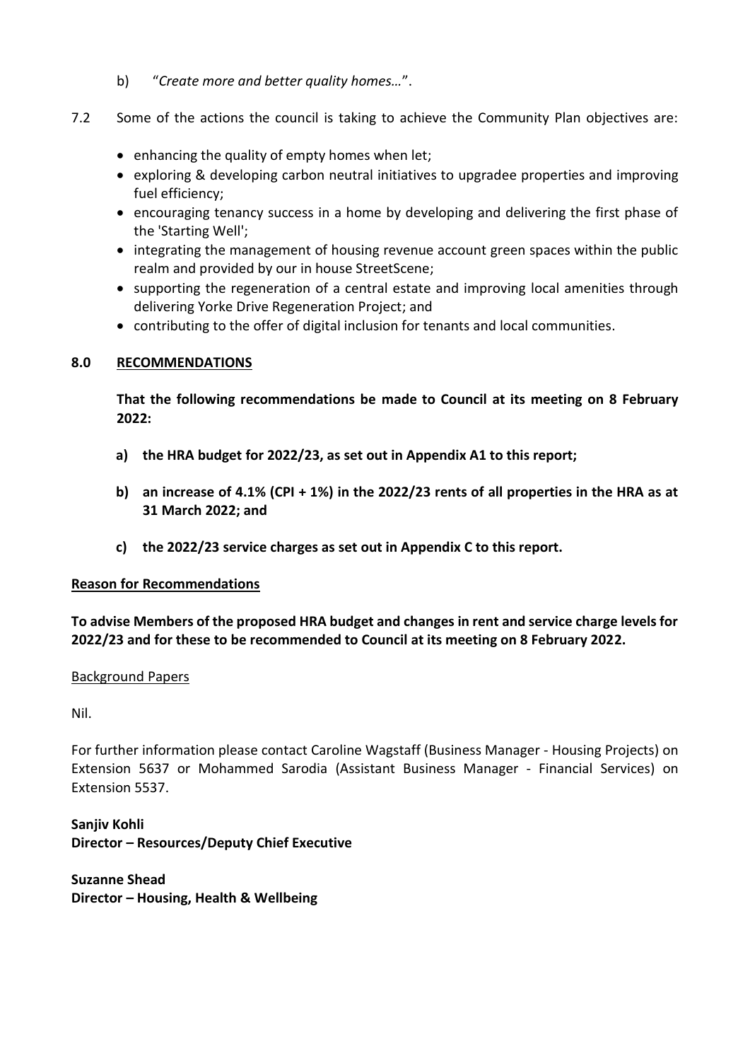b) "*Create more and better quality homes…*".

7.2 Some of the actions the council is taking to achieve the Community Plan objectives are:

- enhancing the quality of empty homes when let;
- exploring & developing carbon neutral initiatives to upgradee properties and improving fuel efficiency;
- encouraging tenancy success in a home by developing and delivering the first phase of the 'Starting Well';
- integrating the management of housing revenue account green spaces within the public realm and provided by our in house StreetScene;
- supporting the regeneration of a central estate and improving local amenities through delivering Yorke Drive Regeneration Project; and
- contributing to the offer of digital inclusion for tenants and local communities.

## 8.0 RECOMMENDATIONS

**That the following recommendations be made to Council at its meeting on 8 February 2022:**

**a) the HRA budget for 2022/23, as set out in Appendix A1 to this report;**

**b) an increase of 4.1% (CPI + 1%) in the 2022/23 rents of all properties in the HRA as at 31 March 2022; and**

**c) the 2022/23 service charges as set out in Appendix C to this report.**

**Reason for Recommendations**

**To advise Members of the proposed HRA budget and changes in rent and service charge levels for 2022/23 and for these to be recommended to Council at its meeting on 8 February 2022.**

Background Papers

Nil.

For further information please contact Caroline Wagstaff (Business Manager - Housing Projects) on Extension 5637 or Mohammed Sarodia (Assistant Business Manager - Financial Services) on Extension 5537.

**Sanjiv Kohli**
**Director – Resources/Deputy Chief Executive**

**Suzanne Shead**
**Director – Housing, Health & Wellbeing**